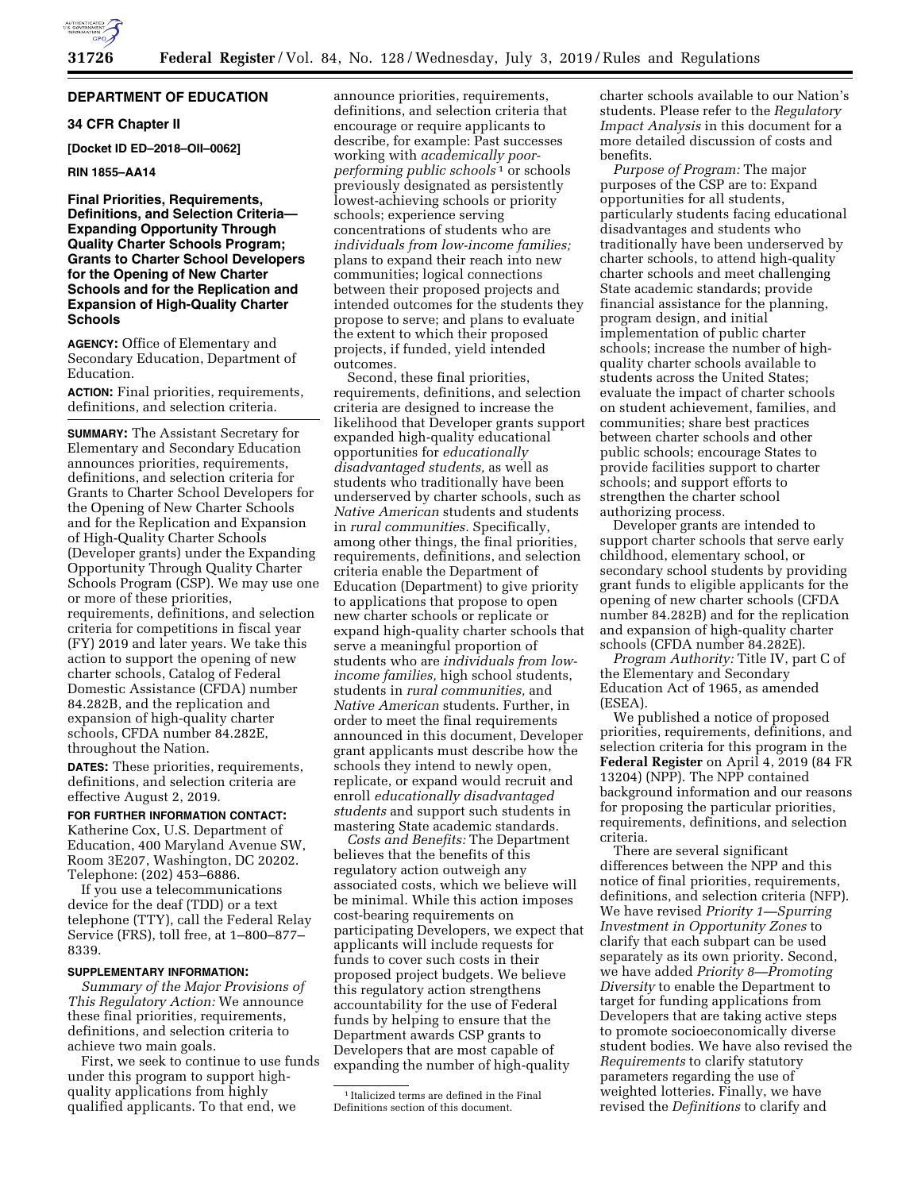## DEPARTMENT OF EDUCATION

### 34 CFR Chapter II

**[Docket ID ED–2018–OII–0062]**

**RIN 1855–AA14**

### Final Priorities, Requirements, Definitions, and Selection Criteria—Expanding Opportunity Through Quality Charter Schools Program; Grants to Charter School Developers for the Opening of New Charter Schools and for the Replication and Expansion of High-Quality Charter Schools

**AGENCY:** Office of Elementary and Secondary Education, Department of Education.

**ACTION:** Final priorities, requirements, definitions, and selection criteria.

**SUMMARY:** The Assistant Secretary for Elementary and Secondary Education announces priorities, requirements, definitions, and selection criteria for Grants to Charter School Developers for the Opening of New Charter Schools and for the Replication and Expansion of High-Quality Charter Schools (Developer grants) under the Expanding Opportunity Through Quality Charter Schools Program (CSP). We may use one or more of these priorities, requirements, definitions, and selection criteria for competitions in fiscal year (FY) 2019 and later years. We take this action to support the opening of new charter schools, Catalog of Federal Domestic Assistance (CFDA) number 84.282B, and the replication and expansion of high-quality charter schools, CFDA number 84.282E, throughout the Nation.

**DATES:** These priorities, requirements, definitions, and selection criteria are effective August 2, 2019.

**FOR FURTHER INFORMATION CONTACT:** Katherine Cox, U.S. Department of Education, 400 Maryland Avenue SW, Room 3E207, Washington, DC 20202. Telephone: (202) 453–6886.

If you use a telecommunications device for the deaf (TDD) or a text telephone (TTY), call the Federal Relay Service (FRS), toll free, at 1–800–877–8339.

**SUPPLEMENTARY INFORMATION:**

*Summary of the Major Provisions of This Regulatory Action:* We announce these final priorities, requirements, definitions, and selection criteria to achieve two main goals.

First, we seek to continue to use funds under this program to support high-quality applications from highly qualified applicants. To that end, we announce priorities, requirements, definitions, and selection criteria that encourage or require applicants to describe, for example: Past successes working with *academically poor-performing public schools* [1] or schools previously designated as persistently lowest-achieving schools or priority schools; experience serving concentrations of students who are *individuals from low-income families;* plans to expand their reach into new communities; logical connections between their proposed projects and intended outcomes for the students they propose to serve; and plans to evaluate the extent to which their proposed projects, if funded, yield intended outcomes.

Second, these final priorities, requirements, definitions, and selection criteria are designed to increase the likelihood that Developer grants support expanded high-quality educational opportunities for *educationally disadvantaged students,* as well as students who traditionally have been underserved by charter schools, such as *Native American* students and students in *rural communities.* Specifically, among other things, the final priorities, requirements, definitions, and selection criteria enable the Department of Education (Department) to give priority to applications that propose to open new charter schools or replicate or expand high-quality charter schools that serve a meaningful proportion of students who are *individuals from low-income families,* high school students, students in *rural communities,* and *Native American* students. Further, in order to meet the final requirements announced in this document, Developer grant applicants must describe how the schools they intend to newly open, replicate, or expand would recruit and enroll *educationally disadvantaged students* and support such students in mastering State academic standards.

*Costs and Benefits:* The Department believes that the benefits of this regulatory action outweigh any associated costs, which we believe will be minimal. While this action imposes cost-bearing requirements on participating Developers, we expect that applicants will include requests for funds to cover such costs in their proposed project budgets. We believe this regulatory action strengthens accountability for the use of Federal funds by helping to ensure that the Department awards CSP grants to Developers that are most capable of expanding the number of high-quality charter schools available to our Nation's students. Please refer to the *Regulatory Impact Analysis* in this document for a more detailed discussion of costs and benefits.

*Purpose of Program:* The major purposes of the CSP are to: Expand opportunities for all students, particularly students facing educational disadvantages and students who traditionally have been underserved by charter schools, to attend high-quality charter schools and meet challenging State academic standards; provide financial assistance for the planning, program design, and initial implementation of public charter schools; increase the number of high-quality charter schools available to students across the United States; evaluate the impact of charter schools on student achievement, families, and communities; share best practices between charter schools and other public schools; encourage States to provide facilities support to charter schools; and support efforts to strengthen the charter school authorizing process.

Developer grants are intended to support charter schools that serve early childhood, elementary school, or secondary school students by providing grant funds to eligible applicants for the opening of new charter schools (CFDA number 84.282B) and for the replication and expansion of high-quality charter schools (CFDA number 84.282E).

*Program Authority:* Title IV, part C of the Elementary and Secondary Education Act of 1965, as amended (ESEA).

We published a notice of proposed priorities, requirements, definitions, and selection criteria for this program in the **Federal Register** on April 4, 2019 (84 FR 13204) (NPP). The NPP contained background information and our reasons for proposing the particular priorities, requirements, definitions, and selection criteria.

There are several significant differences between the NPP and this notice of final priorities, requirements, definitions, and selection criteria (NFP). We have revised *Priority 1—Spurring Investment in Opportunity Zones* to clarify that each subpart can be used separately as its own priority. Second, we have added *Priority 8—Promoting Diversity* to enable the Department to target for funding applications from Developers that are taking active steps to promote socioeconomically diverse student bodies. We have also revised the *Requirements* to clarify statutory parameters regarding the use of weighted lotteries. Finally, we have revised the *Definitions* to clarify and

[1] Italicized terms are defined in the Final Definitions section of this document.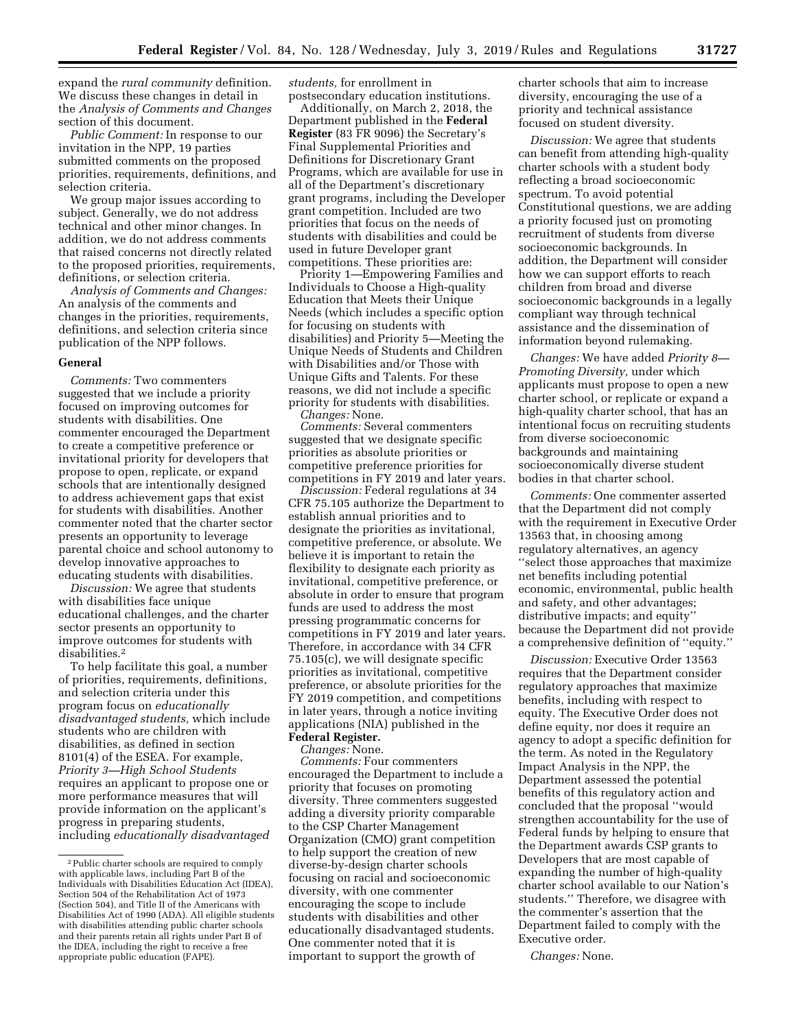expand the *rural community* definition. We discuss these changes in detail in the *Analysis of Comments and Changes* section of this document.

*Public Comment:* In response to our invitation in the NPP, 19 parties submitted comments on the proposed priorities, requirements, definitions, and selection criteria.

We group major issues according to subject. Generally, we do not address technical and other minor changes. In addition, we do not address comments that raised concerns not directly related to the proposed priorities, requirements, definitions, or selection criteria.

*Analysis of Comments and Changes:* An analysis of the comments and changes in the priorities, requirements, definitions, and selection criteria since publication of the NPP follows.

**General**

*Comments:* Two commenters suggested that we include a priority focused on improving outcomes for students with disabilities. One commenter encouraged the Department to create a competitive preference or invitational priority for developers that propose to open, replicate, or expand schools that are intentionally designed to address achievement gaps that exist for students with disabilities. Another commenter noted that the charter sector presents an opportunity to leverage parental choice and school autonomy to develop innovative approaches to educating students with disabilities.

*Discussion:* We agree that students with disabilities face unique educational challenges, and the charter sector presents an opportunity to improve outcomes for students with disabilities.[2]

To help facilitate this goal, a number of priorities, requirements, definitions, and selection criteria under this program focus on *educationally disadvantaged students,* which include students who are children with disabilities, as defined in section 8101(4) of the ESEA. For example, *Priority 3—High School Students* requires an applicant to propose one or more performance measures that will provide information on the applicant's progress in preparing students, including *educationally disadvantaged students,* for enrollment in postsecondary education institutions.

Additionally, on March 2, 2018, the Department published in the **Federal Register** (83 FR 9096) the Secretary's Final Supplemental Priorities and Definitions for Discretionary Grant Programs, which are available for use in all of the Department's discretionary grant programs, including the Developer grant competition. Included are two priorities that focus on the needs of students with disabilities and could be used in future Developer grant competitions. These priorities are: Priority 1—Empowering Families and Individuals to Choose a High-quality Education that Meets their Unique Needs (which includes a specific option for focusing on students with disabilities) and Priority 5—Meeting the Unique Needs of Students and Children with Disabilities and/or Those with Unique Gifts and Talents. For these reasons, we did not include a specific priority for students with disabilities.

*Changes:* None.

*Comments:* Several commenters suggested that we designate specific priorities as absolute priorities or competitive preference priorities for competitions in FY 2019 and later years.

*Discussion:* Federal regulations at 34 CFR 75.105 authorize the Department to establish annual priorities and to designate the priorities as invitational, competitive preference, or absolute. We believe it is important to retain the flexibility to designate each priority as invitational, competitive preference, or absolute in order to ensure that program funds are used to address the most pressing programmatic concerns for competitions in FY 2019 and later years. Therefore, in accordance with 34 CFR 75.105(c), we will designate specific priorities as invitational, competitive preference, or absolute priorities for the FY 2019 competition, and competitions in later years, through a notice inviting applications (NIA) published in the **Federal Register.**

*Changes:* None.

*Comments:* Four commenters encouraged the Department to include a priority that focuses on promoting diversity. Three commenters suggested adding a diversity priority comparable to the CSP Charter Management Organization (CMO) grant competition to help support the creation of new diverse-by-design charter schools focusing on racial and socioeconomic diversity, with one commenter encouraging the scope to include students with disabilities and other educationally disadvantaged students. One commenter noted that it is important to support the growth of charter schools that aim to increase diversity, encouraging the use of a priority and technical assistance focused on student diversity.

*Discussion:* We agree that students can benefit from attending high-quality charter schools with a student body reflecting a broad socioeconomic spectrum. To avoid potential Constitutional questions, we are adding a priority focused just on promoting recruitment of students from diverse socioeconomic backgrounds. In addition, the Department will consider how we can support efforts to reach children from broad and diverse socioeconomic backgrounds in a legally compliant way through technical assistance and the dissemination of information beyond rulemaking.

*Changes:* We have added *Priority 8—Promoting Diversity,* under which applicants must propose to open a new charter school, or replicate or expand a high-quality charter school, that has an intentional focus on recruiting students from diverse socioeconomic backgrounds and maintaining socioeconomically diverse student bodies in that charter school.

*Comments:* One commenter asserted that the Department did not comply with the requirement in Executive Order 13563 that, in choosing among regulatory alternatives, an agency "select those approaches that maximize net benefits including potential economic, environmental, public health and safety, and other advantages; distributive impacts; and equity" because the Department did not provide a comprehensive definition of "equity."

*Discussion:* Executive Order 13563 requires that the Department consider regulatory approaches that maximize benefits, including with respect to equity. The Executive Order does not define equity, nor does it require an agency to adopt a specific definition for the term. As noted in the Regulatory Impact Analysis in the NPP, the Department assessed the potential benefits of this regulatory action and concluded that the proposal "would strengthen accountability for the use of Federal funds by helping to ensure that the Department awards CSP grants to Developers that are most capable of expanding the number of high-quality charter school available to our Nation's students." Therefore, we disagree with the commenter's assertion that the Department failed to comply with the Executive order.

*Changes:* None.

---

[2] Public charter schools are required to comply with applicable laws, including Part B of the Individuals with Disabilities Education Act (IDEA), Section 504 of the Rehabilitation Act of 1973 (Section 504), and Title II of the Americans with Disabilities Act of 1990 (ADA). All eligible students with disabilities attending public charter schools and their parents retain all rights under Part B of the IDEA, including the right to receive a free appropriate public education (FAPE).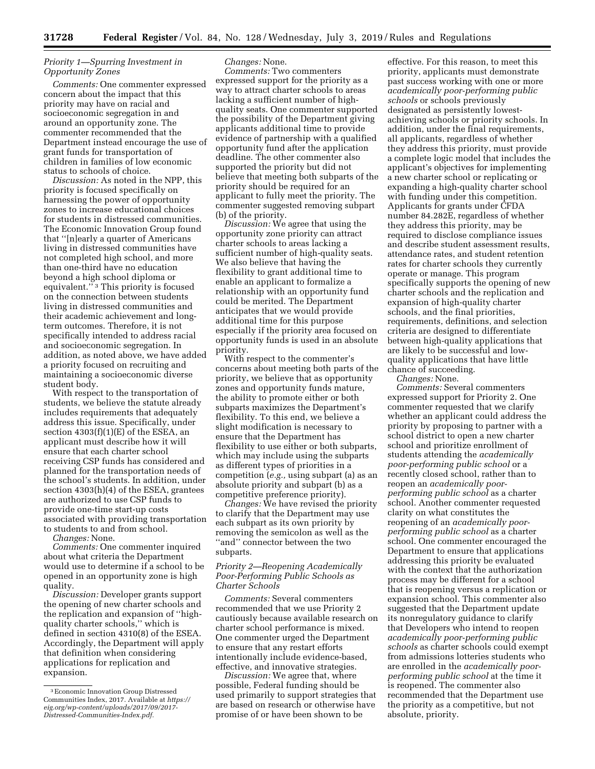*Priority 1—Spurring Investment in Opportunity Zones*

*Comments:* One commenter expressed concern about the impact that this priority may have on racial and socioeconomic segregation in and around an opportunity zone. The commenter recommended that the Department instead encourage the use of grant funds for transportation of children in families of low economic status to schools of choice.

*Discussion:* As noted in the NPP, this priority is focused specifically on harnessing the power of opportunity zones to increase educational choices for students in distressed communities. The Economic Innovation Group found that ''[n]early a quarter of Americans living in distressed communities have not completed high school, and more than one-third have no education beyond a high school diploma or equivalent.''[3] This priority is focused on the connection between students living in distressed communities and their academic achievement and long-term outcomes. Therefore, it is not specifically intended to address racial and socioeconomic segregation. In addition, as noted above, we have added a priority focused on recruiting and maintaining a socioeconomic diverse student body.

With respect to the transportation of students, we believe the statute already includes requirements that adequately address this issue. Specifically, under section 4303(f)(1)(E) of the ESEA, an applicant must describe how it will ensure that each charter school receiving CSP funds has considered and planned for the transportation needs of the school's students. In addition, under section 4303(h)(4) of the ESEA, grantees are authorized to use CSP funds to provide one-time start-up costs associated with providing transportation to students to and from school.

*Changes:* None.

*Comments:* One commenter inquired about what criteria the Department would use to determine if a school to be opened in an opportunity zone is high quality.

*Discussion:* Developer grants support the opening of new charter schools and the replication and expansion of ''high-quality charter schools,'' which is defined in section 4310(8) of the ESEA. Accordingly, the Department will apply that definition when considering applications for replication and expansion.

*Changes:* None.

*Comments:* Two commenters expressed support for the priority as a way to attract charter schools to areas lacking a sufficient number of high-quality seats. One commenter supported the possibility of the Department giving applicants additional time to provide evidence of partnership with a qualified opportunity fund after the application deadline. The other commenter also supported the priority but did not believe that meeting both subparts of the priority should be required for an applicant to fully meet the priority. The commenter suggested removing subpart (b) of the priority.

*Discussion:* We agree that using the opportunity zone priority can attract charter schools to areas lacking a sufficient number of high-quality seats. We also believe that having the flexibility to grant additional time to enable an applicant to formalize a relationship with an opportunity fund could be merited. The Department anticipates that we would provide additional time for this purpose especially if the priority area focused on opportunity funds is used in an absolute priority.

With respect to the commenter's concerns about meeting both parts of the priority, we believe that as opportunity zones and opportunity funds mature, the ability to promote either or both subparts maximizes the Department's flexibility. To this end, we believe a slight modification is necessary to ensure that the Department has flexibility to use either or both subparts, which may include using the subparts as different types of priorities in a competition (*e.g.,* using subpart (a) as an absolute priority and subpart (b) as a competitive preference priority).

*Changes:* We have revised the priority to clarify that the Department may use each subpart as its own priority by removing the semicolon as well as the ''and'' connector between the two subparts.

*Priority 2—Reopening Academically Poor-Performing Public Schools as Charter Schools*

*Comments:* Several commenters recommended that we use Priority 2 cautiously because available research on charter school performance is mixed. One commenter urged the Department to ensure that any restart efforts intentionally include evidence-based, effective, and innovative strategies.

*Discussion:* We agree that, where possible, Federal funding should be used primarily to support strategies that are based on research or otherwise have promise of or have been shown to be effective. For this reason, to meet this priority, applicants must demonstrate past success working with one or more *academically poor-performing public schools* or schools previously designated as persistently lowest-achieving schools or priority schools. In addition, under the final requirements, all applicants, regardless of whether they address this priority, must provide a complete logic model that includes the applicant's objectives for implementing a new charter school or replicating or expanding a high-quality charter school with funding under this competition. Applicants for grants under CFDA number 84.282E, regardless of whether they address this priority, may be required to disclose compliance issues and describe student assessment results, attendance rates, and student retention rates for charter schools they currently operate or manage. This program specifically supports the opening of new charter schools and the replication and expansion of high-quality charter schools, and the final priorities, requirements, definitions, and selection criteria are designed to differentiate between high-quality applications that are likely to be successful and low-quality applications that have little chance of succeeding.

*Changes:* None.

*Comments:* Several commenters expressed support for Priority 2. One commenter requested that we clarify whether an applicant could address the priority by proposing to partner with a school district to open a new charter school and prioritize enrollment of students attending the *academically poor-performing public school* or a recently closed school, rather than to reopen an *academically poor-performing public school* as a charter school. Another commenter requested clarity on what constitutes the reopening of an *academically poor-performing public school* as a charter school. One commenter encouraged the Department to ensure that applications addressing this priority be evaluated with the context that the authorization process may be different for a school that is reopening versus a replication or expansion school. This commenter also suggested that the Department update its nonregulatory guidance to clarify that Developers who intend to reopen *academically poor-performing public schools* as charter schools could exempt from admissions lotteries students who are enrolled in the *academically poor-performing public school* at the time it is reopened. The commenter also recommended that the Department use the priority as a competitive, but not absolute, priority.

[3] Economic Innovation Group Distressed Communities Index, 2017. Available at *https://eig.org/wp-content/uploads/2017/09/2017-Distressed-Communities-Index.pdf.*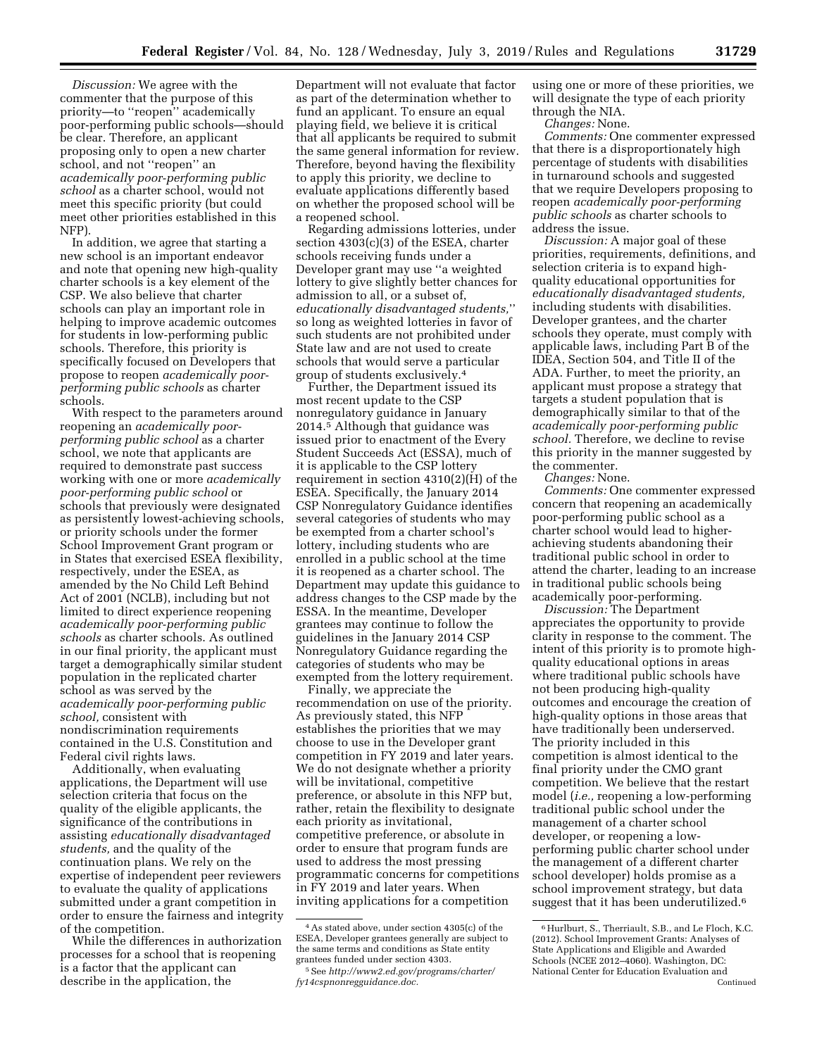*Discussion:* We agree with the commenter that the purpose of this priority—to ''reopen'' academically poor-performing public schools—should be clear. Therefore, an applicant proposing only to open a new charter school, and not ''reopen'' an *academically poor-performing public school* as a charter school, would not meet this specific priority (but could meet other priorities established in this NFP).

In addition, we agree that starting a new school is an important endeavor and note that opening new high-quality charter schools is a key element of the CSP. We also believe that charter schools can play an important role in helping to improve academic outcomes for students in low-performing public schools. Therefore, this priority is specifically focused on Developers that propose to reopen *academically poor-performing public schools* as charter schools.

With respect to the parameters around reopening an *academically poor-performing public school* as a charter school, we note that applicants are required to demonstrate past success working with one or more *academically poor-performing public school* or schools that previously were designated as persistently lowest-achieving schools, or priority schools under the former School Improvement Grant program or in States that exercised ESEA flexibility, respectively, under the ESEA, as amended by the No Child Left Behind Act of 2001 (NCLB), including but not limited to direct experience reopening *academically poor-performing public schools* as charter schools. As outlined in our final priority, the applicant must target a demographically similar student population in the replicated charter school as was served by the *academically poor-performing public school,* consistent with nondiscrimination requirements contained in the U.S. Constitution and Federal civil rights laws.

Additionally, when evaluating applications, the Department will use selection criteria that focus on the quality of the eligible applicants, the significance of the contributions in assisting *educationally disadvantaged students,* and the quality of the continuation plans. We rely on the expertise of independent peer reviewers to evaluate the quality of applications submitted under a grant competition in order to ensure the fairness and integrity of the competition.

While the differences in authorization processes for a school that is reopening is a factor that the applicant can describe in the application, the Department will not evaluate that factor as part of the determination whether to fund an applicant. To ensure an equal playing field, we believe it is critical that all applicants be required to submit the same general information for review. Therefore, beyond having the flexibility to apply this priority, we decline to evaluate applications differently based on whether the proposed school will be a reopened school.

Regarding admissions lotteries, under section 4303(c)(3) of the ESEA, charter schools receiving funds under a Developer grant may use ''a weighted lottery to give slightly better chances for admission to all, or a subset of, *educationally disadvantaged students,*'' so long as weighted lotteries in favor of such students are not prohibited under State law and are not used to create schools that would serve a particular group of students exclusively.[4]

Further, the Department issued its most recent update to the CSP nonregulatory guidance in January 2014.[5] Although that guidance was issued prior to enactment of the Every Student Succeeds Act (ESSA), much of it is applicable to the CSP lottery requirement in section 4310(2)(H) of the ESEA. Specifically, the January 2014 CSP Nonregulatory Guidance identifies several categories of students who may be exempted from a charter school's lottery, including students who are enrolled in a public school at the time it is reopened as a charter school. The Department may update this guidance to address changes to the CSP made by the ESSA. In the meantime, Developer grantees may continue to follow the guidelines in the January 2014 CSP Nonregulatory Guidance regarding the categories of students who may be exempted from the lottery requirement.

Finally, we appreciate the recommendation on use of the priority. As previously stated, this NFP establishes the priorities that we may choose to use in the Developer grant competition in FY 2019 and later years. We do not designate whether a priority will be invitational, competitive preference, or absolute in this NFP but, rather, retain the flexibility to designate each priority as invitational, competitive preference, or absolute in order to ensure that program funds are used to address the most pressing programmatic concerns for competitions in FY 2019 and later years. When inviting applications for a competition using one or more of these priorities, we will designate the type of each priority through the NIA.

*Changes:* None.

*Comments:* One commenter expressed that there is a disproportionately high percentage of students with disabilities in turnaround schools and suggested that we require Developers proposing to reopen *academically poor-performing public schools* as charter schools to address the issue.

*Discussion:* A major goal of these priorities, requirements, definitions, and selection criteria is to expand high-quality educational opportunities for *educationally disadvantaged students,* including students with disabilities. Developer grantees, and the charter schools they operate, must comply with applicable laws, including Part B of the IDEA, Section 504, and Title II of the ADA. Further, to meet the priority, an applicant must propose a strategy that targets a student population that is demographically similar to that of the *academically poor-performing public school.* Therefore, we decline to revise this priority in the manner suggested by the commenter.

*Changes:* None.

*Comments:* One commenter expressed concern that reopening an academically poor-performing public school as a charter school would lead to higher-achieving students abandoning their traditional public school in order to attend the charter, leading to an increase in traditional public schools being academically poor-performing.

*Discussion:* The Department appreciates the opportunity to provide clarity in response to the comment. The intent of this priority is to promote high-quality educational options in areas where traditional public schools have not been producing high-quality outcomes and encourage the creation of high-quality options in those areas that have traditionally been underserved. The priority included in this competition is almost identical to the final priority under the CMO grant competition. We believe that the restart model (*i.e.,* reopening a low-performing traditional public school under the management of a charter school developer, or reopening a low-performing public charter school under the management of a different charter school developer) holds promise as a school improvement strategy, but data suggest that it has been underutilized.[6]

---

[4] As stated above, under section 4305(c) of the ESEA, Developer grantees generally are subject to the same terms and conditions as State entity grantees funded under section 4303.

[5] See *http://www2.ed.gov/programs/charter/fy14cspnonregguidance.doc.*

[6] Hurlburt, S., Therriault, S.B., and Le Floch, K.C. (2012). School Improvement Grants: Analyses of State Applications and Eligible and Awarded Schools (NCEE 2012–4060). Washington, DC: National Center for Education Evaluation and Continued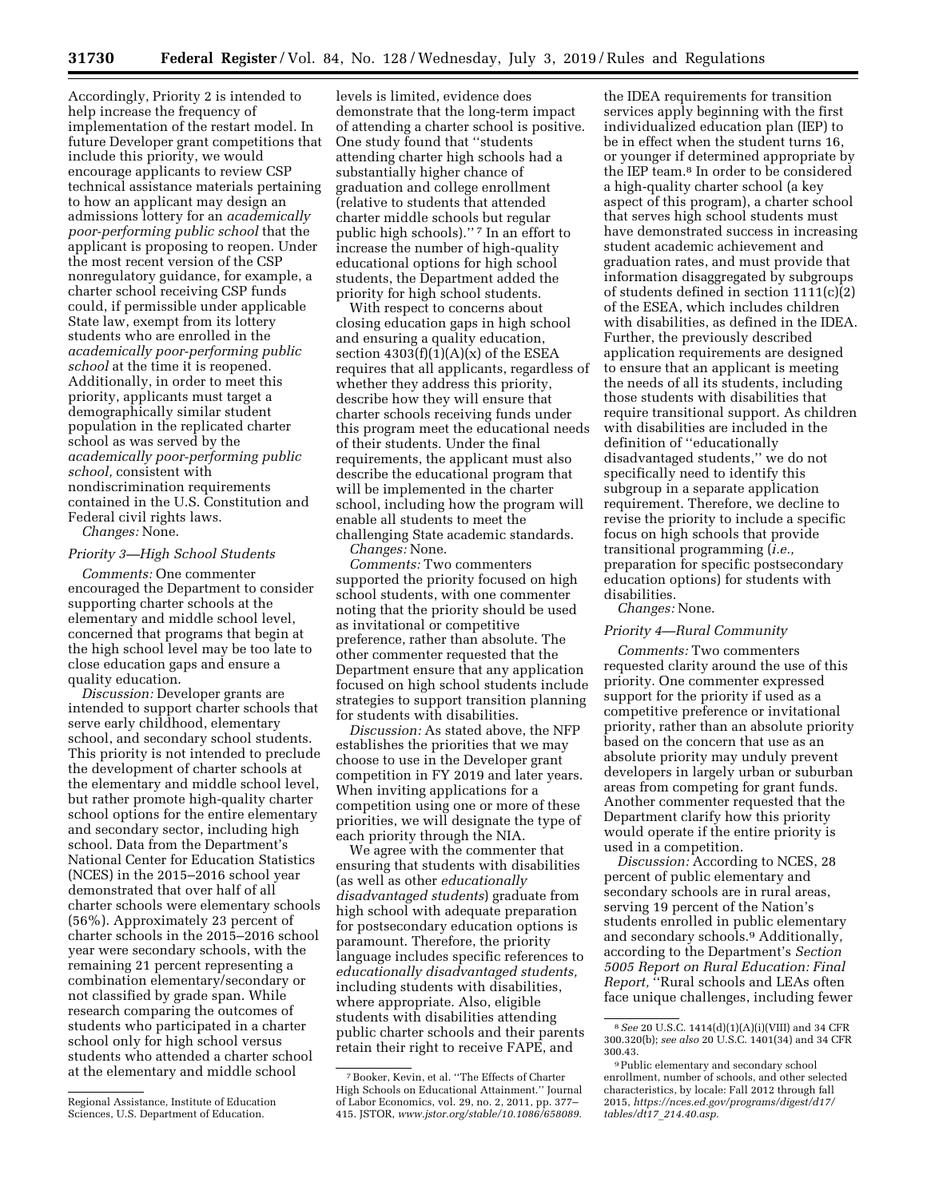Accordingly, Priority 2 is intended to help increase the frequency of implementation of the restart model. In future Developer grant competitions that include this priority, we would encourage applicants to review CSP technical assistance materials pertaining to how an applicant may design an admissions lottery for an *academically poor-performing public school* that the applicant is proposing to reopen. Under the most recent version of the CSP nonregulatory guidance, for example, a charter school receiving CSP funds could, if permissible under applicable State law, exempt from its lottery students who are enrolled in the *academically poor-performing public school* at the time it is reopened. Additionally, in order to meet this priority, applicants must target a demographically similar student population in the replicated charter school as was served by the *academically poor-performing public school,* consistent with nondiscrimination requirements contained in the U.S. Constitution and Federal civil rights laws.

*Changes:* None.

*Priority 3—High School Students*

*Comments:* One commenter encouraged the Department to consider supporting charter schools at the elementary and middle school level, concerned that programs that begin at the high school level may be too late to close education gaps and ensure a quality education.

*Discussion:* Developer grants are intended to support charter schools that serve early childhood, elementary school, and secondary school students. This priority is not intended to preclude the development of charter schools at the elementary and middle school level, but rather promote high-quality charter school options for the entire elementary and secondary sector, including high school. Data from the Department's National Center for Education Statistics (NCES) in the 2015–2016 school year demonstrated that over half of all charter schools were elementary schools (56%). Approximately 23 percent of charter schools in the 2015–2016 school year were secondary schools, with the remaining 21 percent representing a combination elementary/secondary or not classified by grade span. While research comparing the outcomes of students who participated in a charter school only for high school versus students who attended a charter school at the elementary and middle school levels is limited, evidence does demonstrate that the long-term impact of attending a charter school is positive. One study found that "students attending charter high schools had a substantially higher chance of graduation and college enrollment (relative to students that attended charter middle schools but regular public high schools)." [7] In an effort to increase the number of high-quality educational options for high school students, the Department added the priority for high school students.

With respect to concerns about closing education gaps in high school and ensuring a quality education, section 4303(f)(1)(A)(x) of the ESEA requires that all applicants, regardless of whether they address this priority, describe how they will ensure that charter schools receiving funds under this program meet the educational needs of their students. Under the final requirements, the applicant must also describe the educational program that will be implemented in the charter school, including how the program will enable all students to meet the challenging State academic standards.

*Changes:* None.

*Comments:* Two commenters supported the priority focused on high school students, with one commenter noting that the priority should be used as invitational or competitive preference, rather than absolute. The other commenter requested that the Department ensure that any application focused on high school students include strategies to support transition planning for students with disabilities.

*Discussion:* As stated above, the NFP establishes the priorities that we may choose to use in the Developer grant competition in FY 2019 and later years. When inviting applications for a competition using one or more of these priorities, we will designate the type of each priority through the NIA.

We agree with the commenter that ensuring that students with disabilities (as well as other *educationally disadvantaged students*) graduate from high school with adequate preparation for postsecondary education options is paramount. Therefore, the priority language includes specific references to *educationally disadvantaged students,* including students with disabilities, where appropriate. Also, eligible students with disabilities attending public charter schools and their parents retain their right to receive FAPE, and the IDEA requirements for transition services apply beginning with the first individualized education plan (IEP) to be in effect when the student turns 16, or younger if determined appropriate by the IEP team.[8] In order to be considered a high-quality charter school (a key aspect of this program), a charter school that serves high school students must have demonstrated success in increasing student academic achievement and graduation rates, and must provide that information disaggregated by subgroups of students defined in section 1111(c)(2) of the ESEA, which includes children with disabilities, as defined in the IDEA. Further, the previously described application requirements are designed to ensure that an applicant is meeting the needs of all its students, including those students with disabilities that require transitional support. As children with disabilities are included in the definition of "educationally disadvantaged students," we do not specifically need to identify this subgroup in a separate application requirement. Therefore, we decline to revise the priority to include a specific focus on high schools that provide transitional programming (*i.e.,* preparation for specific postsecondary education options) for students with disabilities.

*Changes:* None.

*Priority 4—Rural Community*

*Comments:* Two commenters requested clarity around the use of this priority. One commenter expressed support for the priority if used as a competitive preference or invitational priority, rather than an absolute priority based on the concern that use as an absolute priority may unduly prevent developers in largely urban or suburban areas from competing for grant funds. Another commenter requested that the Department clarify how this priority would operate if the entire priority is used in a competition.

*Discussion:* According to NCES, 28 percent of public elementary and secondary schools are in rural areas, serving 19 percent of the Nation's students enrolled in public elementary and secondary schools.[9] Additionally, according to the Department's *Section 5005 Report on Rural Education: Final Report,* "Rural schools and LEAs often face unique challenges, including fewer

---

Regional Assistance, Institute of Education Sciences, U.S. Department of Education.

[7] Booker, Kevin, et al. "The Effects of Charter High Schools on Educational Attainment." Journal of Labor Economics, vol. 29, no. 2, 2011, pp. 377–415. JSTOR, *www.jstor.org/stable/10.1086/658089.*

[8] *See* 20 U.S.C. 1414(d)(1)(A)(i)(VIII) and 34 CFR 300.320(b); *see also* 20 U.S.C. 1401(34) and 34 CFR 300.43.

[9] Public elementary and secondary school enrollment, number of schools, and other selected characteristics, by locale: Fall 2012 through fall 2015, *https://nces.ed.gov/programs/digest/d17/tables/dt17_214.40.asp.*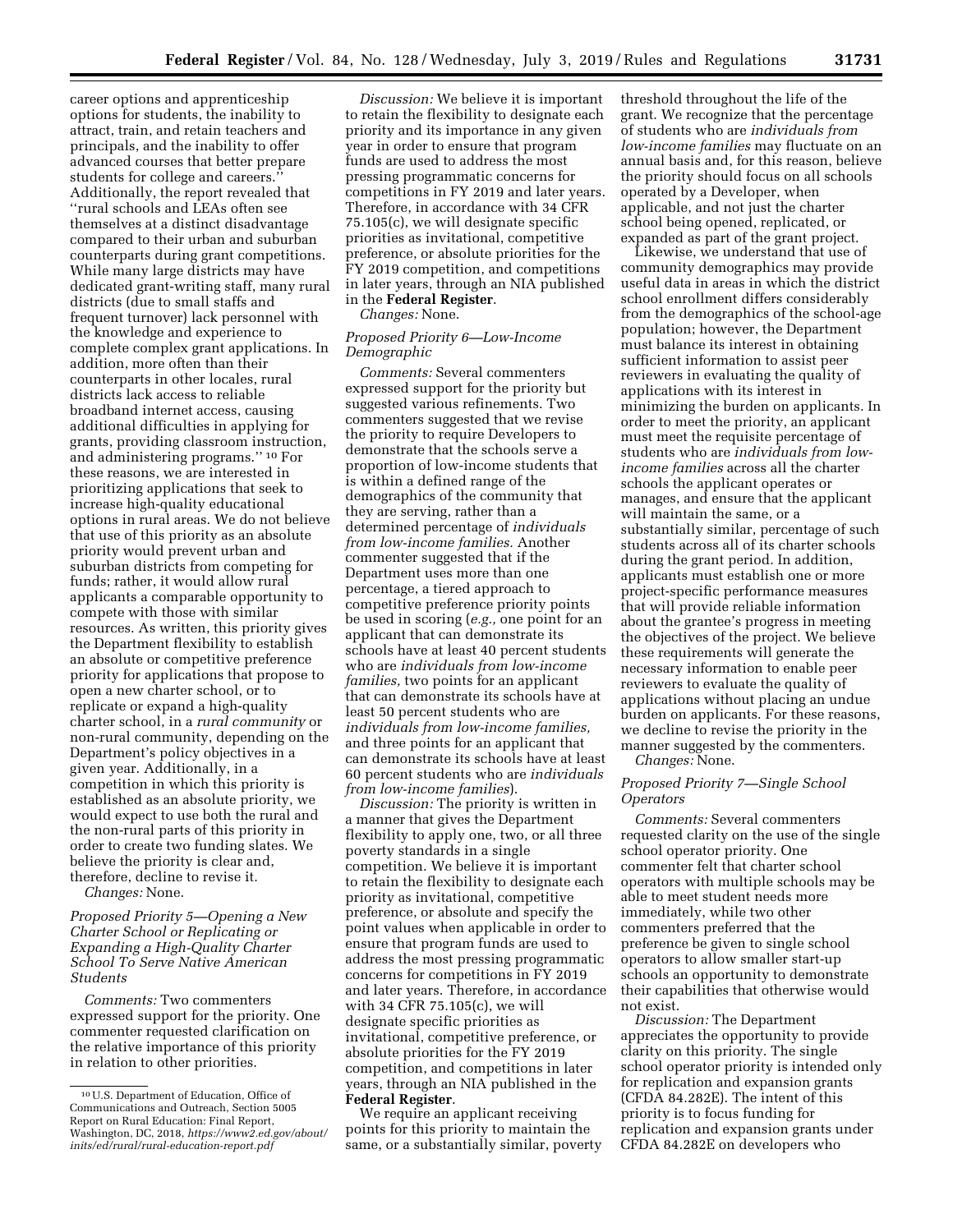career options and apprenticeship options for students, the inability to attract, train, and retain teachers and principals, and the inability to offer advanced courses that better prepare students for college and careers.'' Additionally, the report revealed that ''rural schools and LEAs often see themselves at a distinct disadvantage compared to their urban and suburban counterparts during grant competitions. While many large districts may have dedicated grant-writing staff, many rural districts (due to small staffs and frequent turnover) lack personnel with the knowledge and experience to complete complex grant applications. In addition, more often than their counterparts in other locales, rural districts lack access to reliable broadband internet access, causing additional difficulties in applying for grants, providing classroom instruction, and administering programs.'' [10] For these reasons, we are interested in prioritizing applications that seek to increase high-quality educational options in rural areas. We do not believe that use of this priority as an absolute priority would prevent urban and suburban districts from competing for funds; rather, it would allow rural applicants a comparable opportunity to compete with those with similar resources. As written, this priority gives the Department flexibility to establish an absolute or competitive preference priority for applications that propose to open a new charter school, or to replicate or expand a high-quality charter school, in a *rural community* or non-rural community, depending on the Department's policy objectives in a given year. Additionally, in a competition in which this priority is established as an absolute priority, we would expect to use both the rural and the non-rural parts of this priority in order to create two funding slates. We believe the priority is clear and, therefore, decline to revise it.

*Changes:* None.

*Proposed Priority 5—Opening a New Charter School or Replicating or Expanding a High-Quality Charter School To Serve Native American Students*

*Comments:* Two commenters expressed support for the priority. One commenter requested clarification on the relative importance of this priority in relation to other priorities.

*Discussion:* We believe it is important to retain the flexibility to designate each priority and its importance in any given year in order to ensure that program funds are used to address the most pressing programmatic concerns for competitions in FY 2019 and later years. Therefore, in accordance with 34 CFR 75.105(c), we will designate specific priorities as invitational, competitive preference, or absolute priorities for the FY 2019 competition, and competitions in later years, through an NIA published in the **Federal Register**.

*Changes:* None.

*Proposed Priority 6—Low-Income Demographic*

*Comments:* Several commenters expressed support for the priority but suggested various refinements. Two commenters suggested that we revise the priority to require Developers to demonstrate that the schools serve a proportion of low-income students that is within a defined range of the demographics of the community that they are serving, rather than a determined percentage of *individuals from low-income families.* Another commenter suggested that if the Department uses more than one percentage, a tiered approach to competitive preference priority points be used in scoring (*e.g.,* one point for an applicant that can demonstrate its schools have at least 40 percent students who are *individuals from low-income families,* two points for an applicant that can demonstrate its schools have at least 50 percent students who are *individuals from low-income families,* and three points for an applicant that can demonstrate its schools have at least 60 percent students who are *individuals from low-income families*).

*Discussion:* The priority is written in a manner that gives the Department flexibility to apply one, two, or all three poverty standards in a single competition. We believe it is important to retain the flexibility to designate each priority as invitational, competitive preference, or absolute and specify the point values when applicable in order to ensure that program funds are used to address the most pressing programmatic concerns for competitions in FY 2019 and later years. Therefore, in accordance with 34 CFR 75.105(c), we will designate specific priorities as invitational, competitive preference, or absolute priorities for the FY 2019 competition, and competitions in later years, through an NIA published in the **Federal Register**.

We require an applicant receiving points for this priority to maintain the same, or a substantially similar, poverty threshold throughout the life of the grant. We recognize that the percentage of students who are *individuals from low-income families* may fluctuate on an annual basis and, for this reason, believe the priority should focus on all schools operated by a Developer, when applicable, and not just the charter school being opened, replicated, or expanded as part of the grant project.

Likewise, we understand that use of community demographics may provide useful data in areas in which the district school enrollment differs considerably from the demographics of the school-age population; however, the Department must balance its interest in obtaining sufficient information to assist peer reviewers in evaluating the quality of applications with its interest in minimizing the burden on applicants. In order to meet the priority, an applicant must meet the requisite percentage of students who are *individuals from low-income families* across all the charter schools the applicant operates or manages, and ensure that the applicant will maintain the same, or a substantially similar, percentage of such students across all of its charter schools during the grant period. In addition, applicants must establish one or more project-specific performance measures that will provide reliable information about the grantee's progress in meeting the objectives of the project. We believe these requirements will generate the necessary information to enable peer reviewers to evaluate the quality of applications without placing an undue burden on applicants. For these reasons, we decline to revise the priority in the manner suggested by the commenters.

*Changes:* None.

*Proposed Priority 7—Single School Operators*

*Comments:* Several commenters requested clarity on the use of the single school operator priority. One commenter felt that charter school operators with multiple schools may be able to meet student needs more immediately, while two other commenters preferred that the preference be given to single school operators to allow smaller start-up schools an opportunity to demonstrate their capabilities that otherwise would not exist.

*Discussion:* The Department appreciates the opportunity to provide clarity on this priority. The single school operator priority is intended only for replication and expansion grants (CFDA 84.282E). The intent of this priority is to focus funding for replication and expansion grants under CFDA 84.282E on developers who

[10] U.S. Department of Education, Office of Communications and Outreach, Section 5005 Report on Rural Education: Final Report, Washington, DC, 2018, *https://www2.ed.gov/about/inits/ed/rural/rural-education-report.pdf*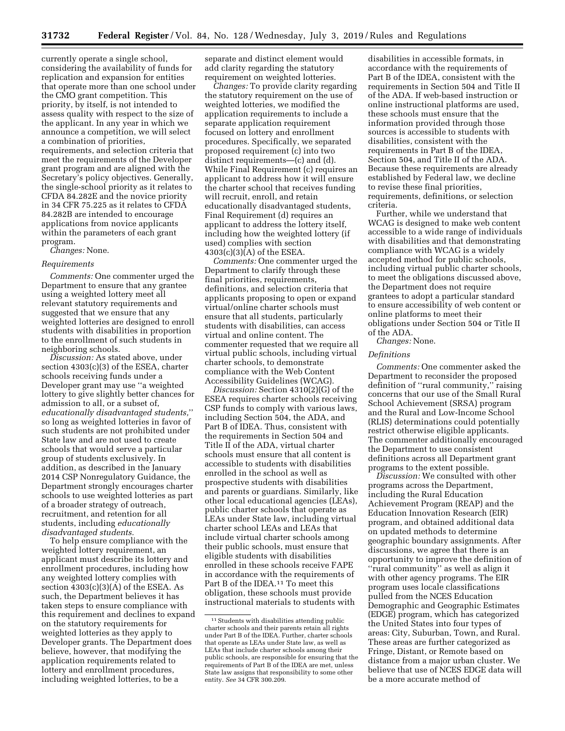currently operate a single school, considering the availability of funds for replication and expansion for entities that operate more than one school under the CMO grant competition. This priority, by itself, is not intended to assess quality with respect to the size of the applicant. In any year in which we announce a competition, we will select a combination of priorities, requirements, and selection criteria that meet the requirements of the Developer grant program and are aligned with the Secretary's policy objectives. Generally, the single-school priority as it relates to CFDA 84.282E and the novice priority in 34 CFR 75.225 as it relates to CFDA 84.282B are intended to encourage applications from novice applicants within the parameters of each grant program.

*Changes:* None.

### *Requirements*

*Comments:* One commenter urged the Department to ensure that any grantee using a weighted lottery meet all relevant statutory requirements and suggested that we ensure that any weighted lotteries are designed to enroll students with disabilities in proportion to the enrollment of such students in neighboring schools.

*Discussion:* As stated above, under section 4303(c)(3) of the ESEA, charter schools receiving funds under a Developer grant may use ''a weighted lottery to give slightly better chances for admission to all, or a subset of, *educationally disadvantaged students,*'' so long as weighted lotteries in favor of such students are not prohibited under State law and are not used to create schools that would serve a particular group of students exclusively. In addition, as described in the January 2014 CSP Nonregulatory Guidance, the Department strongly encourages charter schools to use weighted lotteries as part of a broader strategy of outreach, recruitment, and retention for all students, including *educationally disadvantaged students.*

To help ensure compliance with the weighted lottery requirement, an applicant must describe its lottery and enrollment procedures, including how any weighted lottery complies with section 4303(c)(3)(A) of the ESEA. As such, the Department believes it has taken steps to ensure compliance with this requirement and declines to expand on the statutory requirements for weighted lotteries as they apply to Developer grants. The Department does believe, however, that modifying the application requirements related to lottery and enrollment procedures, including weighted lotteries, to be a separate and distinct element would add clarity regarding the statutory requirement on weighted lotteries.

*Changes:* To provide clarity regarding the statutory requirement on the use of weighted lotteries, we modified the application requirements to include a separate application requirement focused on lottery and enrollment procedures. Specifically, we separated proposed requirement (c) into two distinct requirements—(c) and (d). While Final Requirement (c) requires an applicant to address how it will ensure the charter school that receives funding will recruit, enroll, and retain educationally disadvantaged students, Final Requirement (d) requires an applicant to address the lottery itself, including how the weighted lottery (if used) complies with section 4303(c)(3)(A) of the ESEA.

*Comments:* One commenter urged the Department to clarify through these final priorities, requirements, definitions, and selection criteria that applicants proposing to open or expand virtual/online charter schools must ensure that all students, particularly students with disabilities, can access virtual and online content. The commenter requested that we require all virtual public schools, including virtual charter schools, to demonstrate compliance with the Web Content Accessibility Guidelines (WCAG).

*Discussion:* Section 4310(2)(G) of the ESEA requires charter schools receiving CSP funds to comply with various laws, including Section 504, the ADA, and Part B of IDEA. Thus, consistent with the requirements in Section 504 and Title II of the ADA, virtual charter schools must ensure that all content is accessible to students with disabilities enrolled in the school as well as prospective students with disabilities and parents or guardians. Similarly, like other local educational agencies (LEAs), public charter schools that operate as LEAs under State law, including virtual charter school LEAs and LEAs that include virtual charter schools among their public schools, must ensure that eligible students with disabilities enrolled in these schools receive FAPE in accordance with the requirements of Part B of the IDEA.[11] To meet this obligation, these schools must provide instructional materials to students with disabilities in accessible formats, in accordance with the requirements of Part B of the IDEA, consistent with the requirements in Section 504 and Title II of the ADA. If web-based instruction or online instructional platforms are used, these schools must ensure that the information provided through those sources is accessible to students with disabilities, consistent with the requirements in Part B of the IDEA, Section 504, and Title II of the ADA. Because these requirements are already established by Federal law, we decline to revise these final priorities, requirements, definitions, or selection criteria.

Further, while we understand that WCAG is designed to make web content accessible to a wide range of individuals with disabilities and that demonstrating compliance with WCAG is a widely accepted method for public schools, including virtual public charter schools, to meet the obligations discussed above, the Department does not require grantees to adopt a particular standard to ensure accessibility of web content or online platforms to meet their obligations under Section 504 or Title II of the ADA.

*Changes:* None.

### *Definitions*

*Comments:* One commenter asked the Department to reconsider the proposed definition of ''rural community,'' raising concerns that our use of the Small Rural School Achievement (SRSA) program and the Rural and Low-Income School (RLIS) determinations could potentially restrict otherwise eligible applicants. The commenter additionally encouraged the Department to use consistent definitions across all Department grant programs to the extent possible.

*Discussion:* We consulted with other programs across the Department, including the Rural Education Achievement Program (REAP) and the Education Innovation Research (EIR) program, and obtained additional data on updated methods to determine geographic boundary assignments. After discussions, we agree that there is an opportunity to improve the definition of ''rural community'' as well as align it with other agency programs. The EIR program uses locale classifications pulled from the NCES Education Demographic and Geographic Estimates (EDGE) program, which has categorized the United States into four types of areas: City, Suburban, Town, and Rural. These areas are further categorized as Fringe, Distant, or Remote based on distance from a major urban cluster. We believe that use of NCES EDGE data will be a more accurate method of

[11] Students with disabilities attending public charter schools and their parents retain all rights under Part B of the IDEA. Further, charter schools that operate as LEAs under State law, as well as LEAs that include charter schools among their public schools, are responsible for ensuring that the requirements of Part B of the IDEA are met, unless State law assigns that responsibility to some other entity. *See* 34 CFR 300.209.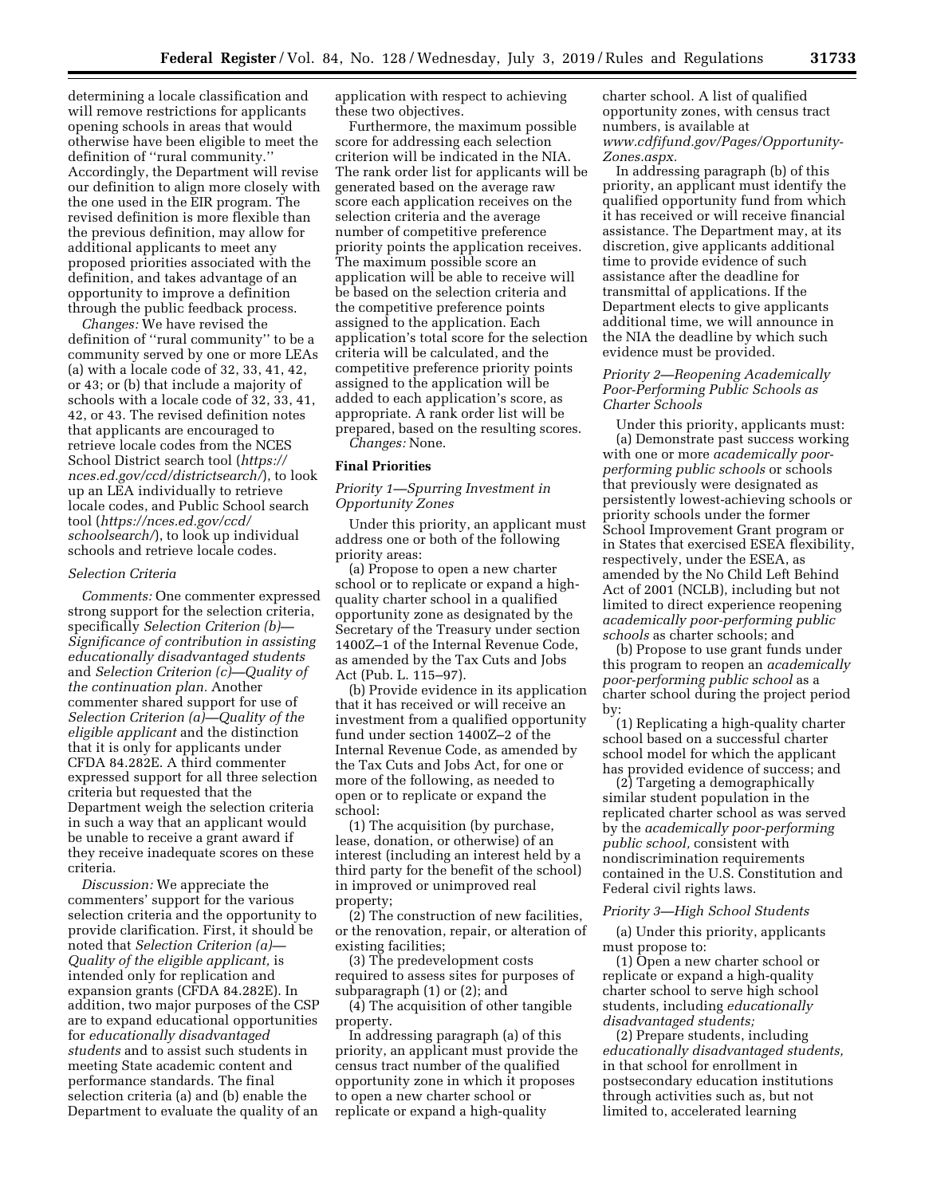determining a locale classification and will remove restrictions for applicants opening schools in areas that would otherwise have been eligible to meet the definition of ''rural community.'' Accordingly, the Department will revise our definition to align more closely with the one used in the EIR program. The revised definition is more flexible than the previous definition, may allow for additional applicants to meet any proposed priorities associated with the definition, and takes advantage of an opportunity to improve a definition through the public feedback process.

*Changes:* We have revised the definition of ''rural community'' to be a community served by one or more LEAs (a) with a locale code of 32, 33, 41, 42, or 43; or (b) that include a majority of schools with a locale code of 32, 33, 41, 42, or 43. The revised definition notes that applicants are encouraged to retrieve locale codes from the NCES School District search tool (*https://nces.ed.gov/ccd/districtsearch/*), to look up an LEA individually to retrieve locale codes, and Public School search tool (*https://nces.ed.gov/ccd/schoolsearch/*), to look up individual schools and retrieve locale codes.

*Selection Criteria*

*Comments:* One commenter expressed strong support for the selection criteria, specifically *Selection Criterion (b)—Significance of contribution in assisting educationally disadvantaged students* and *Selection Criterion (c)—Quality of the continuation plan.* Another commenter shared support for use of *Selection Criterion (a)—Quality of the eligible applicant* and the distinction that it is only for applicants under CFDA 84.282E. A third commenter expressed support for all three selection criteria but requested that the Department weigh the selection criteria in such a way that an applicant would be unable to receive a grant award if they receive inadequate scores on these criteria.

*Discussion:* We appreciate the commenters' support for the various selection criteria and the opportunity to provide clarification. First, it should be noted that *Selection Criterion (a)—Quality of the eligible applicant,* is intended only for replication and expansion grants (CFDA 84.282E). In addition, two major purposes of the CSP are to expand educational opportunities for *educationally disadvantaged students* and to assist such students in meeting State academic content and performance standards. The final selection criteria (a) and (b) enable the Department to evaluate the quality of an application with respect to achieving these two objectives.

Furthermore, the maximum possible score for addressing each selection criterion will be indicated in the NIA. The rank order list for applicants will be generated based on the average raw score each application receives on the selection criteria and the average number of competitive preference priority points the application receives. The maximum possible score an application will be able to receive will be based on the selection criteria and the competitive preference points assigned to the application. Each application's total score for the selection criteria will be calculated, and the competitive preference priority points assigned to the application will be added to each application's score, as appropriate. A rank order list will be prepared, based on the resulting scores.

*Changes:* None.

**Final Priorities**

*Priority 1—Spurring Investment in Opportunity Zones*

Under this priority, an applicant must address one or both of the following priority areas:

(a) Propose to open a new charter school or to replicate or expand a high-quality charter school in a qualified opportunity zone as designated by the Secretary of the Treasury under section 1400Z–1 of the Internal Revenue Code, as amended by the Tax Cuts and Jobs Act (Pub. L. 115–97).

(b) Provide evidence in its application that it has received or will receive an investment from a qualified opportunity fund under section 1400Z–2 of the Internal Revenue Code, as amended by the Tax Cuts and Jobs Act, for one or more of the following, as needed to open or to replicate or expand the school:

(1) The acquisition (by purchase, lease, donation, or otherwise) of an interest (including an interest held by a third party for the benefit of the school) in improved or unimproved real property;

(2) The construction of new facilities, or the renovation, repair, or alteration of existing facilities;

(3) The predevelopment costs required to assess sites for purposes of subparagraph (1) or (2); and

(4) The acquisition of other tangible property.

In addressing paragraph (a) of this priority, an applicant must provide the census tract number of the qualified opportunity zone in which it proposes to open a new charter school or replicate or expand a high-quality charter school. A list of qualified opportunity zones, with census tract numbers, is available at *www.cdfifund.gov/Pages/Opportunity-Zones.aspx.*

In addressing paragraph (b) of this priority, an applicant must identify the qualified opportunity fund from which it has received or will receive financial assistance. The Department may, at its discretion, give applicants additional time to provide evidence of such assistance after the deadline for transmittal of applications. If the Department elects to give applicants additional time, we will announce in the NIA the deadline by which such evidence must be provided.

*Priority 2—Reopening Academically Poor-Performing Public Schools as Charter Schools*

Under this priority, applicants must:

(a) Demonstrate past success working with one or more *academically poor-performing public schools* or schools that previously were designated as persistently lowest-achieving schools or priority schools under the former School Improvement Grant program or in States that exercised ESEA flexibility, respectively, under the ESEA, as amended by the No Child Left Behind Act of 2001 (NCLB), including but not limited to direct experience reopening *academically poor-performing public schools* as charter schools; and

(b) Propose to use grant funds under this program to reopen an *academically poor-performing public school* as a charter school during the project period by:

(1) Replicating a high-quality charter school based on a successful charter school model for which the applicant has provided evidence of success; and

(2) Targeting a demographically similar student population in the replicated charter school as was served by the *academically poor-performing public school,* consistent with nondiscrimination requirements contained in the U.S. Constitution and Federal civil rights laws.

*Priority 3—High School Students*

(a) Under this priority, applicants must propose to:

(1) Open a new charter school or replicate or expand a high-quality charter school to serve high school students, including *educationally disadvantaged students;*

(2) Prepare students, including *educationally disadvantaged students,* in that school for enrollment in postsecondary education institutions through activities such as, but not limited to, accelerated learning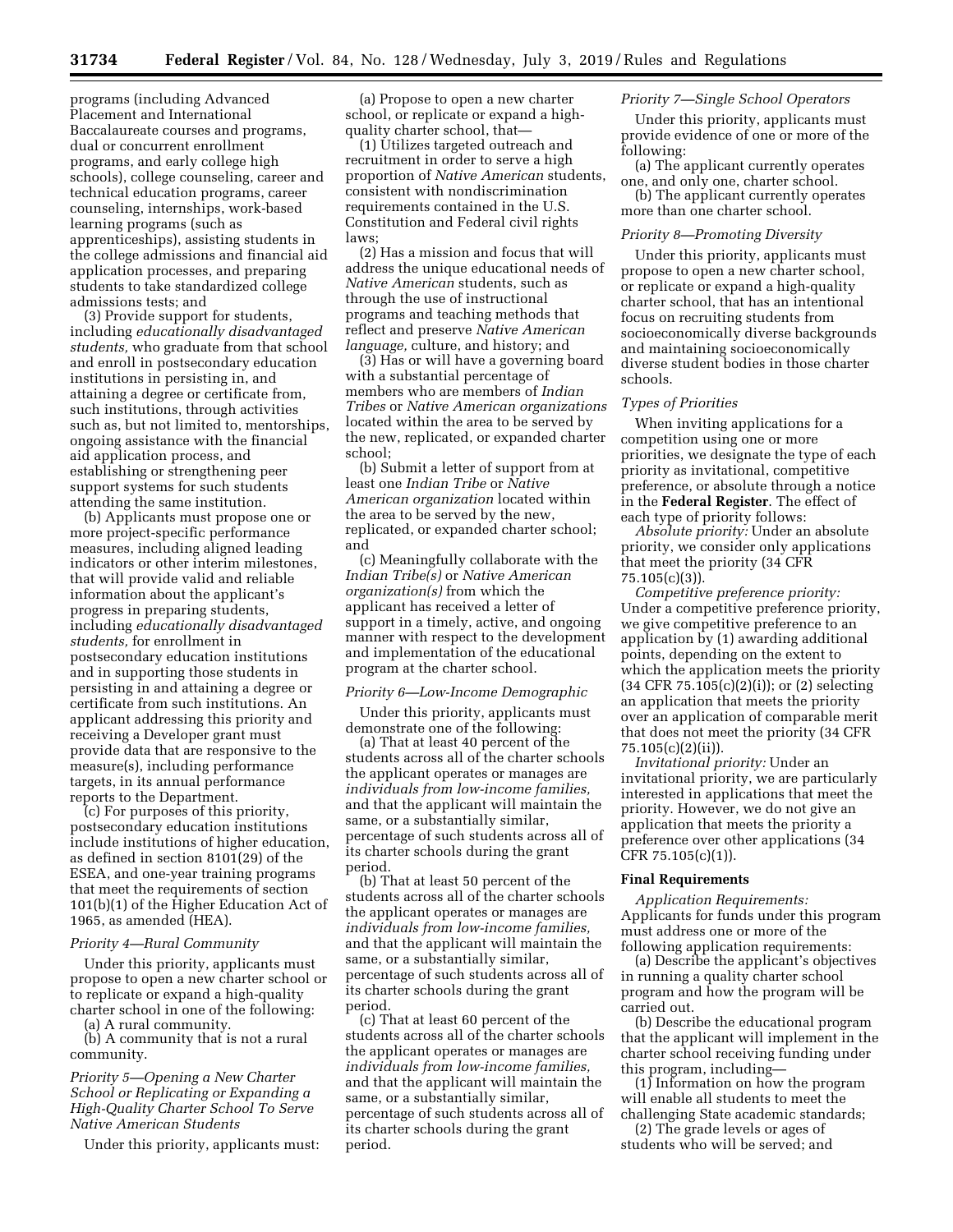programs (including Advanced Placement and International Baccalaureate courses and programs, dual or concurrent enrollment programs, and early college high schools), college counseling, career and technical education programs, career counseling, internships, work-based learning programs (such as apprenticeships), assisting students in the college admissions and financial aid application processes, and preparing students to take standardized college admissions tests; and

(3) Provide support for students, including *educationally disadvantaged students,* who graduate from that school and enroll in postsecondary education institutions in persisting in, and attaining a degree or certificate from, such institutions, through activities such as, but not limited to, mentorships, ongoing assistance with the financial aid application process, and establishing or strengthening peer support systems for such students attending the same institution.

(b) Applicants must propose one or more project-specific performance measures, including aligned leading indicators or other interim milestones, that will provide valid and reliable information about the applicant's progress in preparing students, including *educationally disadvantaged students,* for enrollment in postsecondary education institutions and in supporting those students in persisting in and attaining a degree or certificate from such institutions. An applicant addressing this priority and receiving a Developer grant must provide data that are responsive to the measure(s), including performance targets, in its annual performance reports to the Department.

(c) For purposes of this priority, postsecondary education institutions include institutions of higher education, as defined in section 8101(29) of the ESEA, and one-year training programs that meet the requirements of section 101(b)(1) of the Higher Education Act of 1965, as amended (HEA).

*Priority 4—Rural Community*

Under this priority, applicants must propose to open a new charter school or to replicate or expand a high-quality charter school in one of the following:

(a) A rural community.

(b) A community that is not a rural community.

*Priority 5—Opening a New Charter School or Replicating or Expanding a High-Quality Charter School To Serve Native American Students*

Under this priority, applicants must:

(a) Propose to open a new charter school, or replicate or expand a high-quality charter school, that—

(1) Utilizes targeted outreach and recruitment in order to serve a high proportion of *Native American* students, consistent with nondiscrimination requirements contained in the U.S. Constitution and Federal civil rights laws;

(2) Has a mission and focus that will address the unique educational needs of *Native American* students, such as through the use of instructional programs and teaching methods that reflect and preserve *Native American language,* culture, and history; and

(3) Has or will have a governing board with a substantial percentage of members who are members of *Indian Tribes* or *Native American organizations* located within the area to be served by the new, replicated, or expanded charter school;

(b) Submit a letter of support from at least one *Indian Tribe* or *Native American organization* located within the area to be served by the new, replicated, or expanded charter school; and

(c) Meaningfully collaborate with the *Indian Tribe(s)* or *Native American organization(s)* from which the applicant has received a letter of support in a timely, active, and ongoing manner with respect to the development and implementation of the educational program at the charter school.

*Priority 6—Low-Income Demographic*

Under this priority, applicants must demonstrate one of the following:

(a) That at least 40 percent of the students across all of the charter schools the applicant operates or manages are *individuals from low-income families,* and that the applicant will maintain the same, or a substantially similar, percentage of such students across all of its charter schools during the grant period.

(b) That at least 50 percent of the students across all of the charter schools the applicant operates or manages are *individuals from low-income families,* and that the applicant will maintain the same, or a substantially similar, percentage of such students across all of its charter schools during the grant period.

(c) That at least 60 percent of the students across all of the charter schools the applicant operates or manages are *individuals from low-income families,* and that the applicant will maintain the same, or a substantially similar, percentage of such students across all of its charter schools during the grant period.

*Priority 7—Single School Operators*

Under this priority, applicants must provide evidence of one or more of the following:

(a) The applicant currently operates one, and only one, charter school.

(b) The applicant currently operates more than one charter school.

*Priority 8—Promoting Diversity*

Under this priority, applicants must propose to open a new charter school, or replicate or expand a high-quality charter school, that has an intentional focus on recruiting students from socioeconomically diverse backgrounds and maintaining socioeconomically diverse student bodies in those charter schools.

*Types of Priorities*

When inviting applications for a competition using one or more priorities, we designate the type of each priority as invitational, competitive preference, or absolute through a notice in the **Federal Register**. The effect of each type of priority follows:

*Absolute priority:* Under an absolute priority, we consider only applications that meet the priority (34 CFR 75.105(c)(3)).

*Competitive preference priority:* Under a competitive preference priority, we give competitive preference to an application by (1) awarding additional points, depending on the extent to which the application meets the priority (34 CFR 75.105(c)(2)(i)); or (2) selecting an application that meets the priority over an application of comparable merit that does not meet the priority (34 CFR 75.105(c)(2)(ii)).

*Invitational priority:* Under an invitational priority, we are particularly interested in applications that meet the priority. However, we do not give an application that meets the priority a preference over other applications (34 CFR 75.105(c)(1)).

**Final Requirements**

*Application Requirements:* Applicants for funds under this program must address one or more of the following application requirements:

(a) Describe the applicant's objectives in running a quality charter school program and how the program will be carried out.

(b) Describe the educational program that the applicant will implement in the charter school receiving funding under this program, including—

(1) Information on how the program will enable all students to meet the challenging State academic standards;

(2) The grade levels or ages of students who will be served; and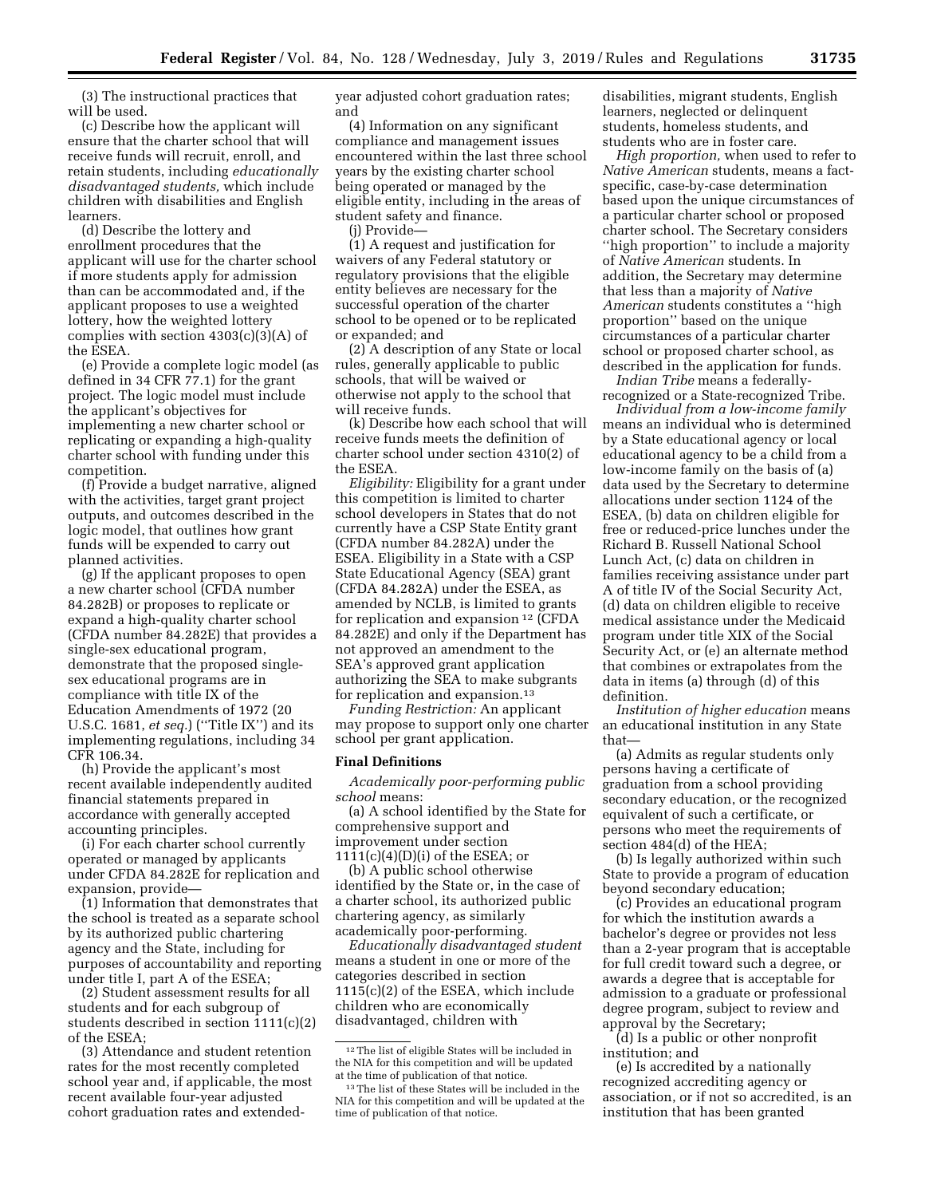(3) The instructional practices that will be used.

(c) Describe how the applicant will ensure that the charter school that will receive funds will recruit, enroll, and retain students, including *educationally disadvantaged students,* which include children with disabilities and English learners.

(d) Describe the lottery and enrollment procedures that the applicant will use for the charter school if more students apply for admission than can be accommodated and, if the applicant proposes to use a weighted lottery, how the weighted lottery complies with section 4303(c)(3)(A) of the ESEA.

(e) Provide a complete logic model (as defined in 34 CFR 77.1) for the grant project. The logic model must include the applicant's objectives for implementing a new charter school or replicating or expanding a high-quality charter school with funding under this competition.

(f) Provide a budget narrative, aligned with the activities, target grant project outputs, and outcomes described in the logic model, that outlines how grant funds will be expended to carry out planned activities.

(g) If the applicant proposes to open a new charter school (CFDA number 84.282B) or proposes to replicate or expand a high-quality charter school (CFDA number 84.282E) that provides a single-sex educational program, demonstrate that the proposed single-sex educational programs are in compliance with title IX of the Education Amendments of 1972 (20 U.S.C. 1681, *et seq.*) (''Title IX'') and its implementing regulations, including 34 CFR 106.34.

(h) Provide the applicant's most recent available independently audited financial statements prepared in accordance with generally accepted accounting principles.

(i) For each charter school currently operated or managed by applicants under CFDA 84.282E for replication and expansion, provide—

(1) Information that demonstrates that the school is treated as a separate school by its authorized public chartering agency and the State, including for purposes of accountability and reporting under title I, part A of the ESEA;

(2) Student assessment results for all students and for each subgroup of students described in section 1111(c)(2) of the ESEA;

(3) Attendance and student retention rates for the most recently completed school year and, if applicable, the most recent available four-year adjusted cohort graduation rates and extended-year adjusted cohort graduation rates; and

(4) Information on any significant compliance and management issues encountered within the last three school years by the existing charter school being operated or managed by the eligible entity, including in the areas of student safety and finance.

(j) Provide—

(1) A request and justification for waivers of any Federal statutory or regulatory provisions that the eligible entity believes are necessary for the successful operation of the charter school to be opened or to be replicated or expanded; and

(2) A description of any State or local rules, generally applicable to public schools, that will be waived or otherwise not apply to the school that will receive funds.

(k) Describe how each school that will receive funds meets the definition of charter school under section 4310(2) of the ESEA.

*Eligibility:* Eligibility for a grant under this competition is limited to charter school developers in States that do not currently have a CSP State Entity grant (CFDA number 84.282A) under the ESEA. Eligibility in a State with a CSP State Educational Agency (SEA) grant (CFDA 84.282A) under the ESEA, as amended by NCLB, is limited to grants for replication and expansion [12] (CFDA 84.282E) and only if the Department has not approved an amendment to the SEA's approved grant application authorizing the SEA to make subgrants for replication and expansion.[13]

*Funding Restriction:* An applicant may propose to support only one charter school per grant application.

## Final Definitions

*Academically poor-performing public school* means:

(a) A school identified by the State for comprehensive support and improvement under section 1111(c)(4)(D)(i) of the ESEA; or

(b) A public school otherwise identified by the State or, in the case of a charter school, its authorized public chartering agency, as similarly academically poor-performing.

*Educationally disadvantaged student* means a student in one or more of the categories described in section 1115(c)(2) of the ESEA, which include children who are economically disadvantaged, children with disabilities, migrant students, English learners, neglected or delinquent students, homeless students, and students who are in foster care.

*High proportion,* when used to refer to *Native American* students, means a fact-specific, case-by-case determination based upon the unique circumstances of a particular charter school or proposed charter school. The Secretary considers ''high proportion'' to include a majority of *Native American* students. In addition, the Secretary may determine that less than a majority of *Native American* students constitutes a ''high proportion'' based on the unique circumstances of a particular charter school or proposed charter school, as described in the application for funds.

*Indian Tribe* means a federally-recognized or a State-recognized Tribe.

*Individual from a low-income family* means an individual who is determined by a State educational agency or local educational agency to be a child from a low-income family on the basis of (a) data used by the Secretary to determine allocations under section 1124 of the ESEA, (b) data on children eligible for free or reduced-price lunches under the Richard B. Russell National School Lunch Act, (c) data on children in families receiving assistance under part A of title IV of the Social Security Act, (d) data on children eligible to receive medical assistance under the Medicaid program under title XIX of the Social Security Act, or (e) an alternate method that combines or extrapolates from the data in items (a) through (d) of this definition.

*Institution of higher education* means an educational institution in any State that—

(a) Admits as regular students only persons having a certificate of graduation from a school providing secondary education, or the recognized equivalent of such a certificate, or persons who meet the requirements of section 484(d) of the HEA;

(b) Is legally authorized within such State to provide a program of education beyond secondary education;

(c) Provides an educational program for which the institution awards a bachelor's degree or provides not less than a 2-year program that is acceptable for full credit toward such a degree, or awards a degree that is acceptable for admission to a graduate or professional degree program, subject to review and approval by the Secretary;

(d) Is a public or other nonprofit institution; and

(e) Is accredited by a nationally recognized accrediting agency or association, or if not so accredited, is an institution that has been granted

---

[12] The list of eligible States will be included in the NIA for this competition and will be updated at the time of publication of that notice.

[13] The list of these States will be included in the NIA for this competition and will be updated at the time of publication of that notice.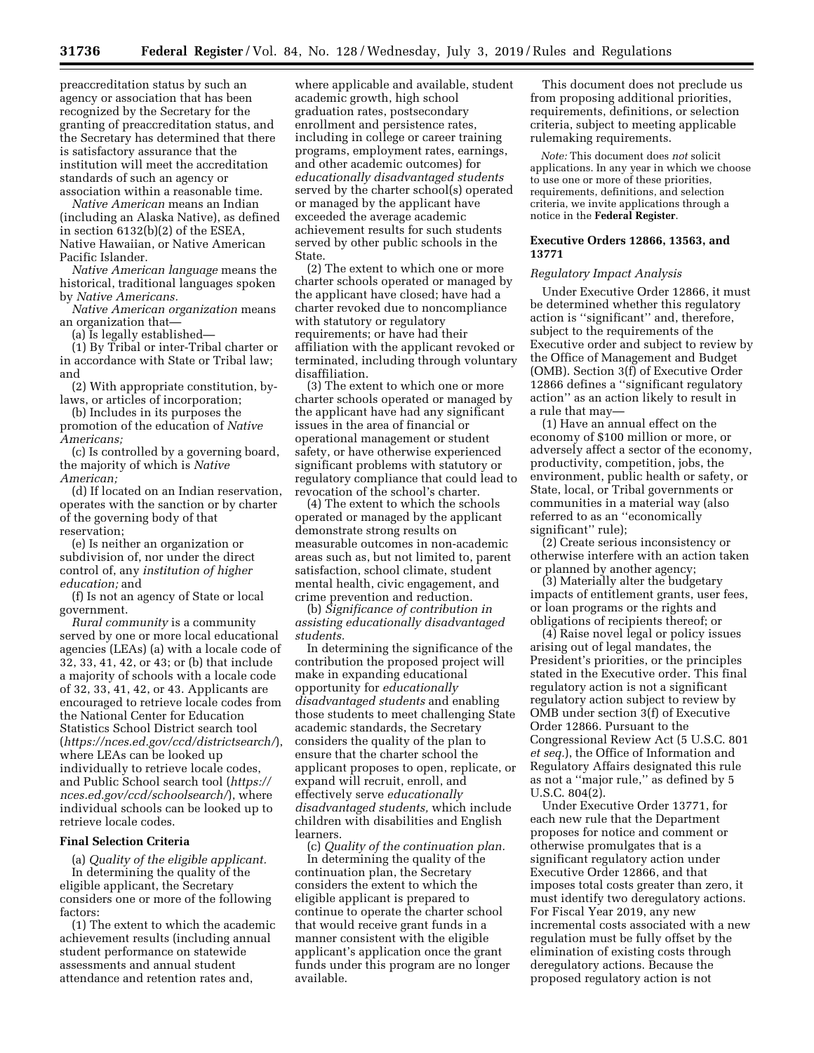preaccreditation status by such an agency or association that has been recognized by the Secretary for the granting of preaccreditation status, and the Secretary has determined that there is satisfactory assurance that the institution will meet the accreditation standards of such an agency or association within a reasonable time.

*Native American* means an Indian (including an Alaska Native), as defined in section 6132(b)(2) of the ESEA, Native Hawaiian, or Native American Pacific Islander.

*Native American language* means the historical, traditional languages spoken by *Native Americans.*

*Native American organization* means an organization that—

(a) Is legally established—

(1) By Tribal or inter-Tribal charter or in accordance with State or Tribal law; and

(2) With appropriate constitution, by-laws, or articles of incorporation;

(b) Includes in its purposes the promotion of the education of *Native Americans;*

(c) Is controlled by a governing board, the majority of which is *Native American;*

(d) If located on an Indian reservation, operates with the sanction or by charter of the governing body of that reservation;

(e) Is neither an organization or subdivision of, nor under the direct control of, any *institution of higher education;* and

(f) Is not an agency of State or local government.

*Rural community* is a community served by one or more local educational agencies (LEAs) (a) with a locale code of 32, 33, 41, 42, or 43; or (b) that include a majority of schools with a locale code of 32, 33, 41, 42, or 43. Applicants are encouraged to retrieve locale codes from the National Center for Education Statistics School District search tool (*https://nces.ed.gov/ccd/districtsearch/*), where LEAs can be looked up individually to retrieve locale codes, and Public School search tool (*https://nces.ed.gov/ccd/schoolsearch/*), where individual schools can be looked up to retrieve locale codes.

**Final Selection Criteria**

(a) *Quality of the eligible applicant.* In determining the quality of the eligible applicant, the Secretary considers one or more of the following factors:

(1) The extent to which the academic achievement results (including annual student performance on statewide assessments and annual student attendance and retention rates and, where applicable and available, student academic growth, high school graduation rates, postsecondary enrollment and persistence rates, including in college or career training programs, employment rates, earnings, and other academic outcomes) for *educationally disadvantaged students* served by the charter school(s) operated or managed by the applicant have exceeded the average academic achievement results for such students served by other public schools in the State.

(2) The extent to which one or more charter schools operated or managed by the applicant have closed; have had a charter revoked due to noncompliance with statutory or regulatory requirements; or have had their affiliation with the applicant revoked or terminated, including through voluntary disaffiliation.

(3) The extent to which one or more charter schools operated or managed by the applicant have had any significant issues in the area of financial or operational management or student safety, or have otherwise experienced significant problems with statutory or regulatory compliance that could lead to revocation of the school's charter.

(4) The extent to which the schools operated or managed by the applicant demonstrate strong results on measurable outcomes in non-academic areas such as, but not limited to, parent satisfaction, school climate, student mental health, civic engagement, and crime prevention and reduction.

(b) *Significance of contribution in assisting educationally disadvantaged students.*

In determining the significance of the contribution the proposed project will make in expanding educational opportunity for *educationally disadvantaged students* and enabling those students to meet challenging State academic standards, the Secretary considers the quality of the plan to ensure that the charter school the applicant proposes to open, replicate, or expand will recruit, enroll, and effectively serve *educationally disadvantaged students,* which include children with disabilities and English learners.

(c) *Quality of the continuation plan.*

In determining the quality of the continuation plan, the Secretary considers the extent to which the eligible applicant is prepared to continue to operate the charter school that would receive grant funds in a manner consistent with the eligible applicant's application once the grant funds under this program are no longer available.

This document does not preclude us from proposing additional priorities, requirements, definitions, or selection criteria, subject to meeting applicable rulemaking requirements.

*Note:* This document does *not* solicit applications. In any year in which we choose to use one or more of these priorities, requirements, definitions, and selection criteria, we invite applications through a notice in the **Federal Register**.

**Executive Orders 12866, 13563, and 13771**

*Regulatory Impact Analysis*

Under Executive Order 12866, it must be determined whether this regulatory action is ''significant'' and, therefore, subject to the requirements of the Executive order and subject to review by the Office of Management and Budget (OMB). Section 3(f) of Executive Order 12866 defines a ''significant regulatory action'' as an action likely to result in a rule that may—

(1) Have an annual effect on the economy of $100 million or more, or adversely affect a sector of the economy, productivity, competition, jobs, the environment, public health or safety, or State, local, or Tribal governments or communities in a material way (also referred to as an ''economically significant'' rule);

(2) Create serious inconsistency or otherwise interfere with an action taken or planned by another agency;

(3) Materially alter the budgetary impacts of entitlement grants, user fees, or loan programs or the rights and obligations of recipients thereof; or

(4) Raise novel legal or policy issues arising out of legal mandates, the President's priorities, or the principles stated in the Executive order. This final regulatory action is not a significant regulatory action subject to review by OMB under section 3(f) of Executive Order 12866. Pursuant to the Congressional Review Act (5 U.S.C. 801 *et seq.*), the Office of Information and Regulatory Affairs designated this rule as not a ''major rule,'' as defined by 5 U.S.C. 804(2).

Under Executive Order 13771, for each new rule that the Department proposes for notice and comment or otherwise promulgates that is a significant regulatory action under Executive Order 12866, and that imposes total costs greater than zero, it must identify two deregulatory actions. For Fiscal Year 2019, any new incremental costs associated with a new regulation must be fully offset by the elimination of existing costs through deregulatory actions. Because the proposed regulatory action is not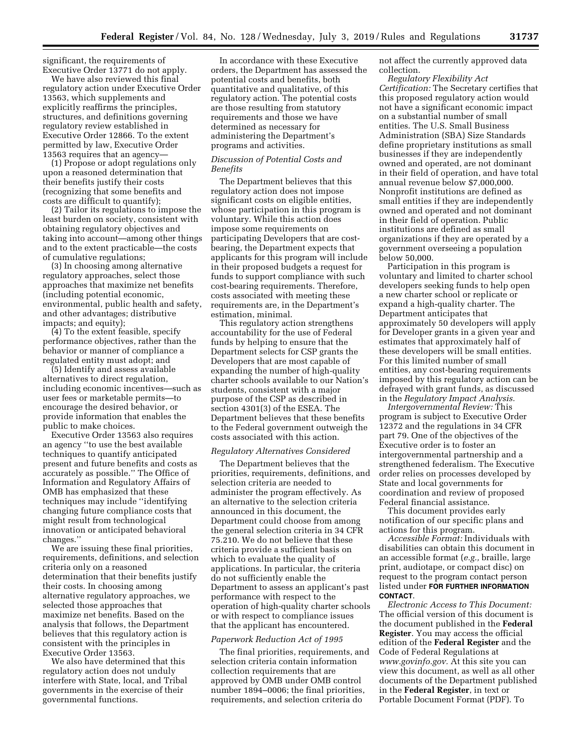significant, the requirements of Executive Order 13771 do not apply.

We have also reviewed this final regulatory action under Executive Order 13563, which supplements and explicitly reaffirms the principles, structures, and definitions governing regulatory review established in Executive Order 12866. To the extent permitted by law, Executive Order 13563 requires that an agency—

(1) Propose or adopt regulations only upon a reasoned determination that their benefits justify their costs (recognizing that some benefits and costs are difficult to quantify);

(2) Tailor its regulations to impose the least burden on society, consistent with obtaining regulatory objectives and taking into account—among other things and to the extent practicable—the costs of cumulative regulations;

(3) In choosing among alternative regulatory approaches, select those approaches that maximize net benefits (including potential economic, environmental, public health and safety, and other advantages; distributive impacts; and equity);

(4) To the extent feasible, specify performance objectives, rather than the behavior or manner of compliance a regulated entity must adopt; and

(5) Identify and assess available alternatives to direct regulation, including economic incentives—such as user fees or marketable permits—to encourage the desired behavior, or provide information that enables the public to make choices.

Executive Order 13563 also requires an agency "to use the best available techniques to quantify anticipated present and future benefits and costs as accurately as possible." The Office of Information and Regulatory Affairs of OMB has emphasized that these techniques may include "identifying changing future compliance costs that might result from technological innovation or anticipated behavioral changes."

We are issuing these final priorities, requirements, definitions, and selection criteria only on a reasoned determination that their benefits justify their costs. In choosing among alternative regulatory approaches, we selected those approaches that maximize net benefits. Based on the analysis that follows, the Department believes that this regulatory action is consistent with the principles in Executive Order 13563.

We also have determined that this regulatory action does not unduly interfere with State, local, and Tribal governments in the exercise of their governmental functions.

In accordance with these Executive orders, the Department has assessed the potential costs and benefits, both quantitative and qualitative, of this regulatory action. The potential costs are those resulting from statutory requirements and those we have determined as necessary for administering the Department's programs and activities.

*Discussion of Potential Costs and Benefits*

The Department believes that this regulatory action does not impose significant costs on eligible entities, whose participation in this program is voluntary. While this action does impose some requirements on participating Developers that are cost-bearing, the Department expects that applicants for this program will include in their proposed budgets a request for funds to support compliance with such cost-bearing requirements. Therefore, costs associated with meeting these requirements are, in the Department's estimation, minimal.

This regulatory action strengthens accountability for the use of Federal funds by helping to ensure that the Department selects for CSP grants the Developers that are most capable of expanding the number of high-quality charter schools available to our Nation's students, consistent with a major purpose of the CSP as described in section 4301(3) of the ESEA. The Department believes that these benefits to the Federal government outweigh the costs associated with this action.

*Regulatory Alternatives Considered*

The Department believes that the priorities, requirements, definitions, and selection criteria are needed to administer the program effectively. As an alternative to the selection criteria announced in this document, the Department could choose from among the general selection criteria in 34 CFR 75.210. We do not believe that these criteria provide a sufficient basis on which to evaluate the quality of applications. In particular, the criteria do not sufficiently enable the Department to assess an applicant's past performance with respect to the operation of high-quality charter schools or with respect to compliance issues that the applicant has encountered.

*Paperwork Reduction Act of 1995*

The final priorities, requirements, and selection criteria contain information collection requirements that are approved by OMB under OMB control number 1894–0006; the final priorities, requirements, and selection criteria do not affect the currently approved data collection.

*Regulatory Flexibility Act Certification:* The Secretary certifies that this proposed regulatory action would not have a significant economic impact on a substantial number of small entities. The U.S. Small Business Administration (SBA) Size Standards define proprietary institutions as small businesses if they are independently owned and operated, are not dominant in their field of operation, and have total annual revenue below $7,000,000. Nonprofit institutions are defined as small entities if they are independently owned and operated and not dominant in their field of operation. Public institutions are defined as small organizations if they are operated by a government overseeing a population below 50,000.

Participation in this program is voluntary and limited to charter school developers seeking funds to help open a new charter school or replicate or expand a high-quality charter. The Department anticipates that approximately 50 developers will apply for Developer grants in a given year and estimates that approximately half of these developers will be small entities. For this limited number of small entities, any cost-bearing requirements imposed by this regulatory action can be defrayed with grant funds, as discussed in the *Regulatory Impact Analysis.*

*Intergovernmental Review:* This program is subject to Executive Order 12372 and the regulations in 34 CFR part 79. One of the objectives of the Executive order is to foster an intergovernmental partnership and a strengthened federalism. The Executive order relies on processes developed by State and local governments for coordination and review of proposed Federal financial assistance.

This document provides early notification of our specific plans and actions for this program.

*Accessible Format:* Individuals with disabilities can obtain this document in an accessible format (*e.g.,* braille, large print, audiotape, or compact disc) on request to the program contact person listed under **FOR FURTHER INFORMATION CONTACT**.

*Electronic Access to This Document:* The official version of this document is the document published in the **Federal Register**. You may access the official edition of the **Federal Register** and the Code of Federal Regulations at *www.govinfo.gov.* At this site you can view this document, as well as all other documents of the Department published in the **Federal Register**, in text or Portable Document Format (PDF). To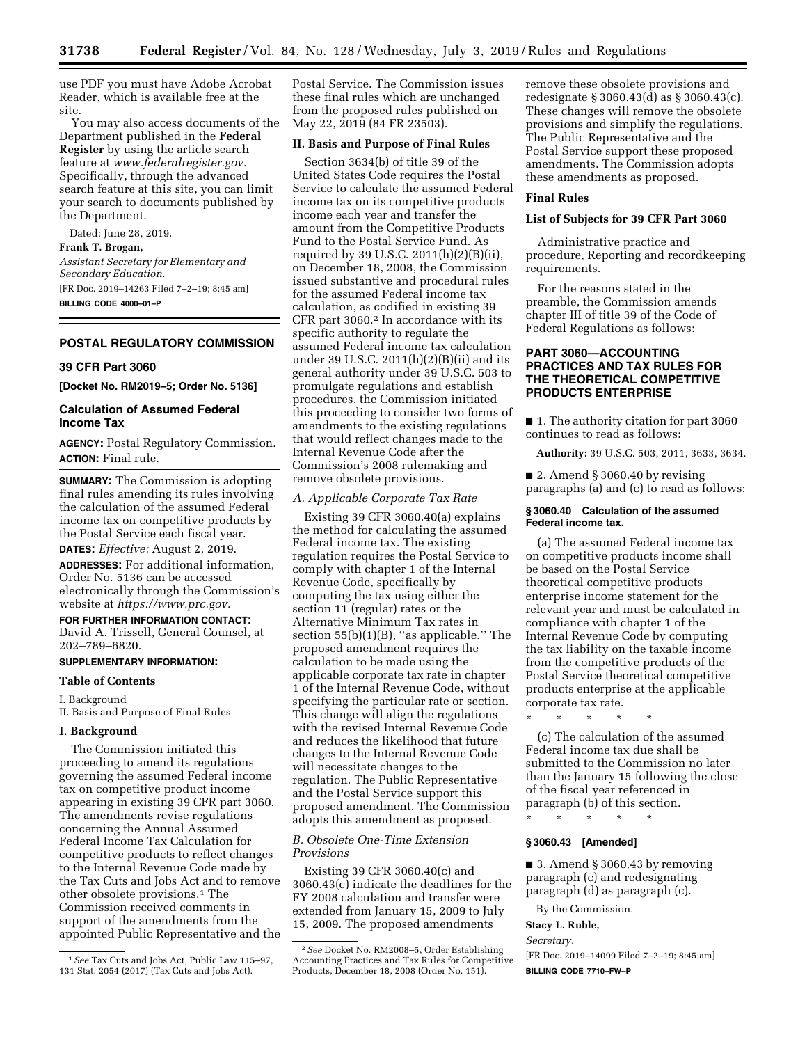use PDF you must have Adobe Acrobat Reader, which is available free at the site.

You may also access documents of the Department published in the **Federal Register** by using the article search feature at *www.federalregister.gov.* Specifically, through the advanced search feature at this site, you can limit your search to documents published by the Department.

Dated: June 28, 2019.

**Frank T. Brogan,**

*Assistant Secretary for Elementary and Secondary Education.*

[FR Doc. 2019–14263 Filed 7–2–19; 8:45 am]

**BILLING CODE 4000–01–P**

## POSTAL REGULATORY COMMISSION

### 39 CFR Part 3060

**[Docket No. RM2019–5; Order No. 5136]**

### Calculation of Assumed Federal Income Tax

**AGENCY:** Postal Regulatory Commission.

**ACTION:** Final rule.

**SUMMARY:** The Commission is adopting final rules amending its rules involving the calculation of the assumed Federal income tax on competitive products by the Postal Service each fiscal year.

**DATES:** *Effective:* August 2, 2019.

**ADDRESSES:** For additional information, Order No. 5136 can be accessed electronically through the Commission's website at *https://www.prc.gov.*

**FOR FURTHER INFORMATION CONTACT:** David A. Trissell, General Counsel, at 202–789–6820.

**SUPPLEMENTARY INFORMATION:**

**Table of Contents**

I. Background
II. Basis and Purpose of Final Rules

**I. Background**

The Commission initiated this proceeding to amend its regulations governing the assumed Federal income tax on competitive product income appearing in existing 39 CFR part 3060. The amendments revise regulations concerning the Annual Assumed Federal Income Tax Calculation for competitive products to reflect changes to the Internal Revenue Code made by the Tax Cuts and Jobs Act and to remove other obsolete provisions.[1] The Commission received comments in support of the amendments from the appointed Public Representative and the Postal Service. The Commission issues these final rules which are unchanged from the proposed rules published on May 22, 2019 (84 FR 23503).

**II. Basis and Purpose of Final Rules**

Section 3634(b) of title 39 of the United States Code requires the Postal Service to calculate the assumed Federal income tax on its competitive products income each year and transfer the amount from the Competitive Products Fund to the Postal Service Fund. As required by 39 U.S.C. 2011(h)(2)(B)(ii), on December 18, 2008, the Commission issued substantive and procedural rules for the assumed Federal income tax calculation, as codified in existing 39 CFR part 3060.[2] In accordance with its specific authority to regulate the assumed Federal income tax calculation under 39 U.S.C. 2011(h)(2)(B)(ii) and its general authority under 39 U.S.C. 503 to promulgate regulations and establish procedures, the Commission initiated this proceeding to consider two forms of amendments to the existing regulations that would reflect changes made to the Internal Revenue Code after the Commission's 2008 rulemaking and remove obsolete provisions.

*A. Applicable Corporate Tax Rate*

Existing 39 CFR 3060.40(a) explains the method for calculating the assumed Federal income tax. The existing regulation requires the Postal Service to comply with chapter 1 of the Internal Revenue Code, specifically by computing the tax using either the section 11 (regular) rates or the Alternative Minimum Tax rates in section 55(b)(1)(B), "as applicable." The proposed amendment requires the calculation to be made using the applicable corporate tax rate in chapter 1 of the Internal Revenue Code, without specifying the particular rate or section. This change will align the regulations with the revised Internal Revenue Code and reduces the likelihood that future changes to the Internal Revenue Code will necessitate changes to the regulation. The Public Representative and the Postal Service support this proposed amendment. The Commission adopts this amendment as proposed.

*B. Obsolete One-Time Extension Provisions*

Existing 39 CFR 3060.40(c) and 3060.43(c) indicate the deadlines for the FY 2008 calculation and transfer were extended from January 15, 2009 to July 15, 2009. The proposed amendments remove these obsolete provisions and redesignate § 3060.43(d) as § 3060.43(c). These changes will remove the obsolete provisions and simplify the regulations. The Public Representative and the Postal Service support these proposed amendments. The Commission adopts these amendments as proposed.

**Final Rules**

**List of Subjects for 39 CFR Part 3060**

Administrative practice and procedure, Reporting and recordkeeping requirements.

For the reasons stated in the preamble, the Commission amends chapter III of title 39 of the Code of Federal Regulations as follows:

**PART 3060—ACCOUNTING PRACTICES AND TAX RULES FOR THE THEORETICAL COMPETITIVE PRODUCTS ENTERPRISE**

■ 1. The authority citation for part 3060 continues to read as follows:

**Authority:** 39 U.S.C. 503, 2011, 3633, 3634.

■ 2. Amend § 3060.40 by revising paragraphs (a) and (c) to read as follows:

**§ 3060.40 Calculation of the assumed Federal income tax.**

(a) The assumed Federal income tax on competitive products income shall be based on the Postal Service theoretical competitive products enterprise income statement for the relevant year and must be calculated in compliance with chapter 1 of the Internal Revenue Code by computing the tax liability on the taxable income from the competitive products of the Postal Service theoretical competitive products enterprise at the applicable corporate tax rate.

\* \* \* \* \*

(c) The calculation of the assumed Federal income tax due shall be submitted to the Commission no later than the January 15 following the close of the fiscal year referenced in paragraph (b) of this section.

\* \* \* \* \*

**§ 3060.43 [Amended]**

■ 3. Amend § 3060.43 by removing paragraph (c) and redesignating paragraph (d) as paragraph (c).

By the Commission.

**Stacy L. Ruble,**

*Secretary.*

[FR Doc. 2019–14099 Filed 7–2–19; 8:45 am]

**BILLING CODE 7710–FW–P**

---

[1] *See* Tax Cuts and Jobs Act, Public Law 115–97, 131 Stat. 2054 (2017) (Tax Cuts and Jobs Act).

[2] *See* Docket No. RM2008–5, Order Establishing Accounting Practices and Tax Rules for Competitive Products, December 18, 2008 (Order No. 151).